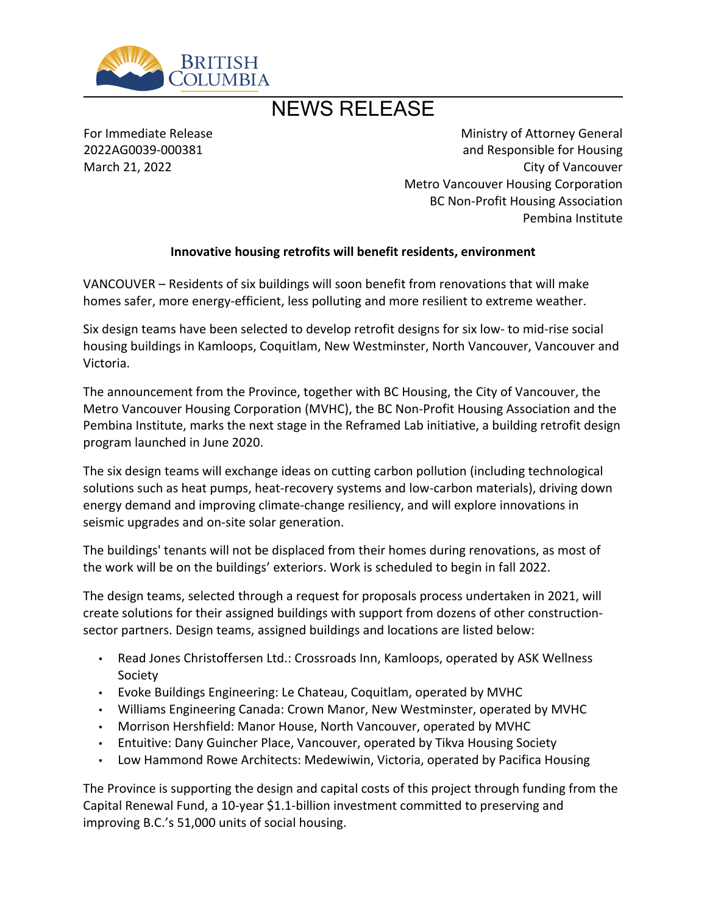# NEWS RELEASE

For Immediate Release
2022AG0039-000381
March 21, 2022

Ministry of Attorney General
and Responsible for Housing
City of Vancouver
Metro Vancouver Housing Corporation
BC Non-Profit Housing Association
Pembina Institute

**Innovative housing retrofits will benefit residents, environment**

VANCOUVER – Residents of six buildings will soon benefit from renovations that will make homes safer, more energy-efficient, less polluting and more resilient to extreme weather.

Six design teams have been selected to develop retrofit designs for six low- to mid-rise social housing buildings in Kamloops, Coquitlam, New Westminster, North Vancouver, Vancouver and Victoria.

The announcement from the Province, together with BC Housing, the City of Vancouver, the Metro Vancouver Housing Corporation (MVHC), the BC Non-Profit Housing Association and the Pembina Institute, marks the next stage in the Reframed Lab initiative, a building retrofit design program launched in June 2020.

The six design teams will exchange ideas on cutting carbon pollution (including technological solutions such as heat pumps, heat-recovery systems and low-carbon materials), driving down energy demand and improving climate-change resiliency, and will explore innovations in seismic upgrades and on-site solar generation.

The buildings' tenants will not be displaced from their homes during renovations, as most of the work will be on the buildings' exteriors. Work is scheduled to begin in fall 2022.

The design teams, selected through a request for proposals process undertaken in 2021, will create solutions for their assigned buildings with support from dozens of other construction-sector partners. Design teams, assigned buildings and locations are listed below:

- Read Jones Christoffersen Ltd.: Crossroads Inn, Kamloops, operated by ASK Wellness Society
- Evoke Buildings Engineering: Le Chateau, Coquitlam, operated by MVHC
- Williams Engineering Canada: Crown Manor, New Westminster, operated by MVHC
- Morrison Hershfield: Manor House, North Vancouver, operated by MVHC
- Entuitive: Dany Guincher Place, Vancouver, operated by Tikva Housing Society
- Low Hammond Rowe Architects: Medewiwin, Victoria, operated by Pacifica Housing

The Province is supporting the design and capital costs of this project through funding from the Capital Renewal Fund, a 10-year $1.1-billion investment committed to preserving and improving B.C.'s 51,000 units of social housing.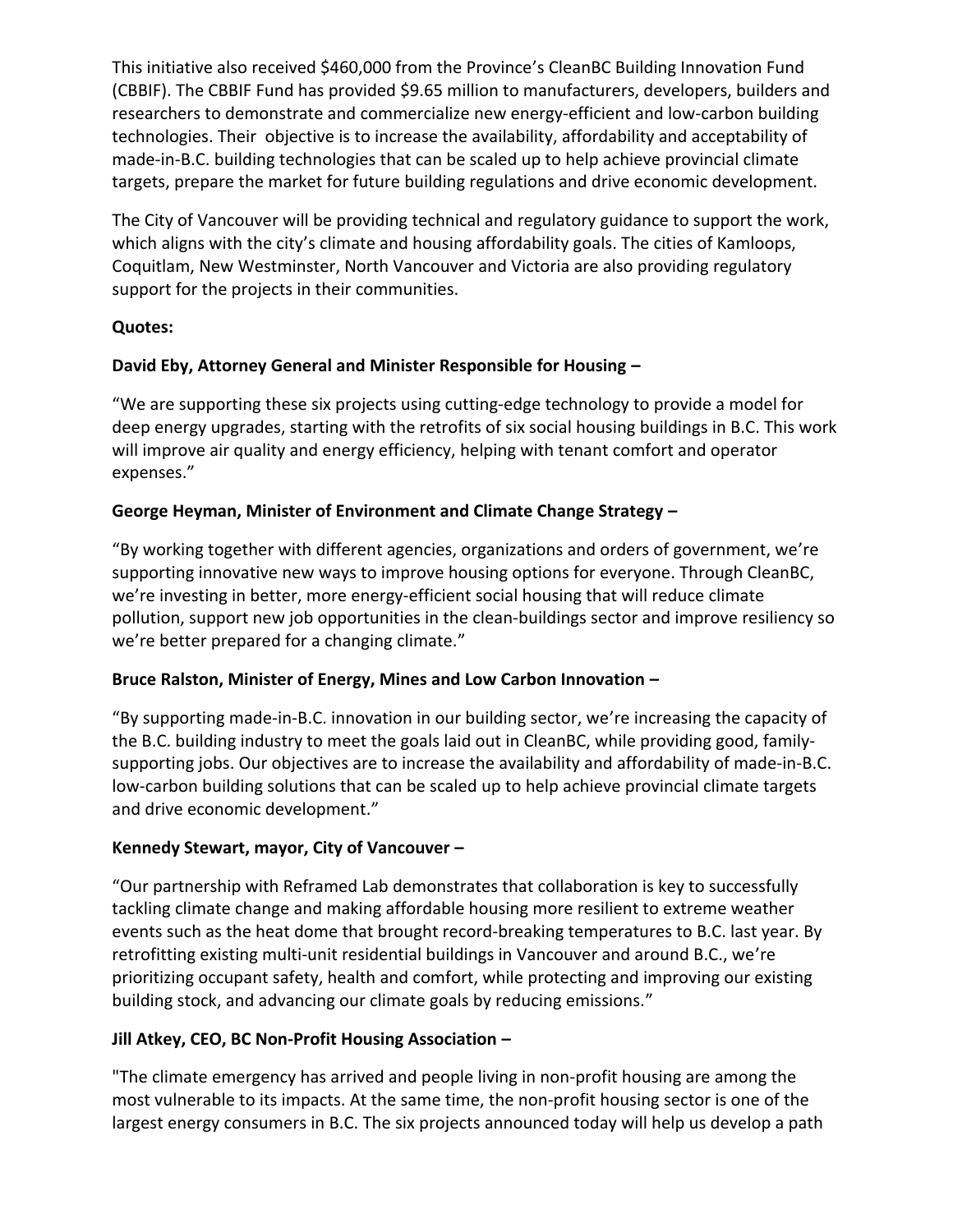This initiative also received $460,000 from the Province's CleanBC Building Innovation Fund (CBBIF). The CBBIF Fund has provided $9.65 million to manufacturers, developers, builders and researchers to demonstrate and commercialize new energy-efficient and low-carbon building technologies. Their objective is to increase the availability, affordability and acceptability of made-in-B.C. building technologies that can be scaled up to help achieve provincial climate targets, prepare the market for future building regulations and drive economic development.

The City of Vancouver will be providing technical and regulatory guidance to support the work, which aligns with the city's climate and housing affordability goals. The cities of Kamloops, Coquitlam, New Westminster, North Vancouver and Victoria are also providing regulatory support for the projects in their communities.

**Quotes:**

**David Eby, Attorney General and Minister Responsible for Housing –**

"We are supporting these six projects using cutting-edge technology to provide a model for deep energy upgrades, starting with the retrofits of six social housing buildings in B.C. This work will improve air quality and energy efficiency, helping with tenant comfort and operator expenses."

**George Heyman, Minister of Environment and Climate Change Strategy –**

"By working together with different agencies, organizations and orders of government, we're supporting innovative new ways to improve housing options for everyone. Through CleanBC, we're investing in better, more energy-efficient social housing that will reduce climate pollution, support new job opportunities in the clean-buildings sector and improve resiliency so we're better prepared for a changing climate."

**Bruce Ralston, Minister of Energy, Mines and Low Carbon Innovation –**

"By supporting made-in-B.C. innovation in our building sector, we're increasing the capacity of the B.C. building industry to meet the goals laid out in CleanBC, while providing good, family-supporting jobs. Our objectives are to increase the availability and affordability of made-in-B.C. low-carbon building solutions that can be scaled up to help achieve provincial climate targets and drive economic development."

**Kennedy Stewart, mayor, City of Vancouver –**

"Our partnership with Reframed Lab demonstrates that collaboration is key to successfully tackling climate change and making affordable housing more resilient to extreme weather events such as the heat dome that brought record-breaking temperatures to B.C. last year. By retrofitting existing multi-unit residential buildings in Vancouver and around B.C., we're prioritizing occupant safety, health and comfort, while protecting and improving our existing building stock, and advancing our climate goals by reducing emissions."

**Jill Atkey, CEO, BC Non-Profit Housing Association –**

"The climate emergency has arrived and people living in non-profit housing are among the most vulnerable to its impacts. At the same time, the non-profit housing sector is one of the largest energy consumers in B.C. The six projects announced today will help us develop a path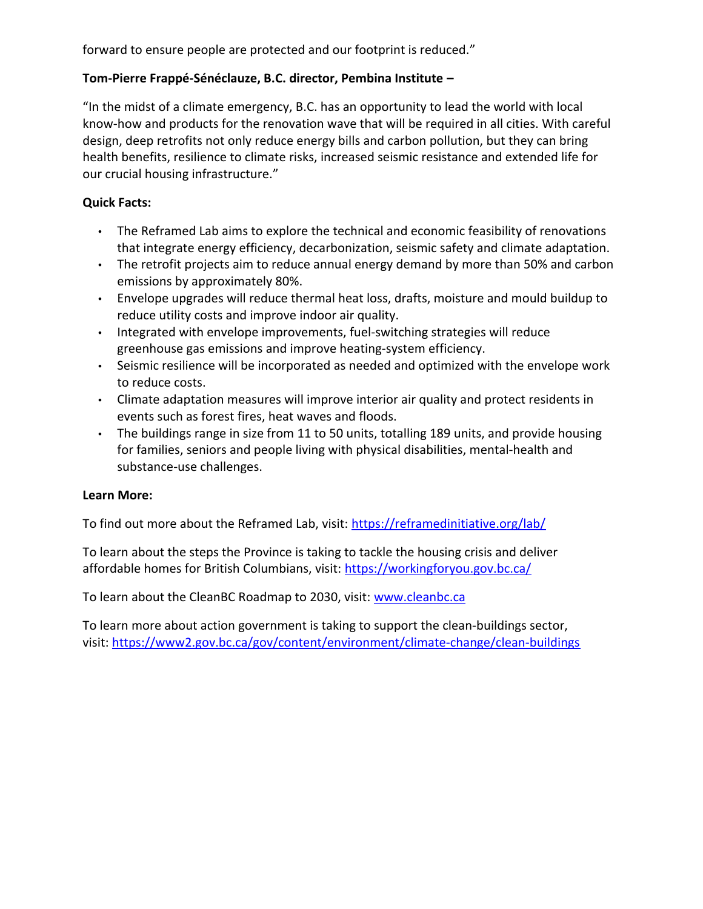forward to ensure people are protected and our footprint is reduced."

**Tom-Pierre Frappé-Sénéclauze, B.C. director, Pembina Institute –**

"In the midst of a climate emergency, B.C. has an opportunity to lead the world with local know-how and products for the renovation wave that will be required in all cities. With careful design, deep retrofits not only reduce energy bills and carbon pollution, but they can bring health benefits, resilience to climate risks, increased seismic resistance and extended life for our crucial housing infrastructure."

**Quick Facts:**

- The Reframed Lab aims to explore the technical and economic feasibility of renovations that integrate energy efficiency, decarbonization, seismic safety and climate adaptation.
- The retrofit projects aim to reduce annual energy demand by more than 50% and carbon emissions by approximately 80%.
- Envelope upgrades will reduce thermal heat loss, drafts, moisture and mould buildup to reduce utility costs and improve indoor air quality.
- Integrated with envelope improvements, fuel-switching strategies will reduce greenhouse gas emissions and improve heating-system efficiency.
- Seismic resilience will be incorporated as needed and optimized with the envelope work to reduce costs.
- Climate adaptation measures will improve interior air quality and protect residents in events such as forest fires, heat waves and floods.
- The buildings range in size from 11 to 50 units, totalling 189 units, and provide housing for families, seniors and people living with physical disabilities, mental-health and substance-use challenges.

**Learn More:**

To find out more about the Reframed Lab, visit: https://reframedinitiative.org/lab/

To learn about the steps the Province is taking to tackle the housing crisis and deliver affordable homes for British Columbians, visit: https://workingforyou.gov.bc.ca/

To learn about the CleanBC Roadmap to 2030, visit: www.cleanbc.ca

To learn more about action government is taking to support the clean-buildings sector, visit: https://www2.gov.bc.ca/gov/content/environment/climate-change/clean-buildings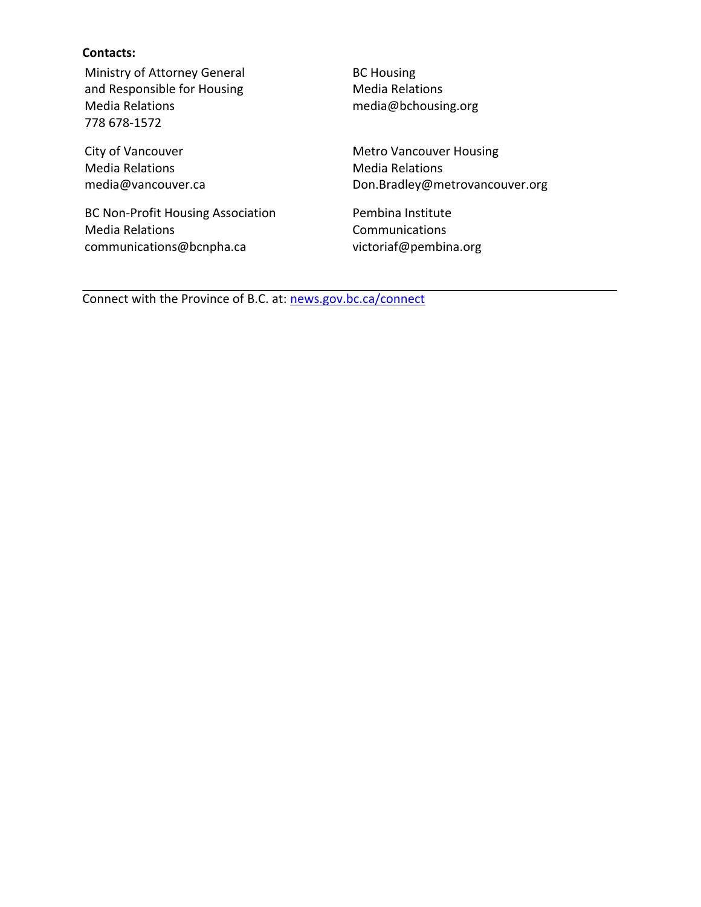**Contacts:**

Ministry of Attorney General
and Responsible for Housing
Media Relations
778 678-1572

BC Housing
Media Relations
media@bchousing.org

City of Vancouver
Media Relations
media@vancouver.ca

Metro Vancouver Housing
Media Relations
Don.Bradley@metrovancouver.org

BC Non-Profit Housing Association
Media Relations
communications@bcnpha.ca

Pembina Institute
Communications
victoriaf@pembina.org

---

Connect with the Province of B.C. at: [news.gov.bc.ca/connect](news.gov.bc.ca/connect)